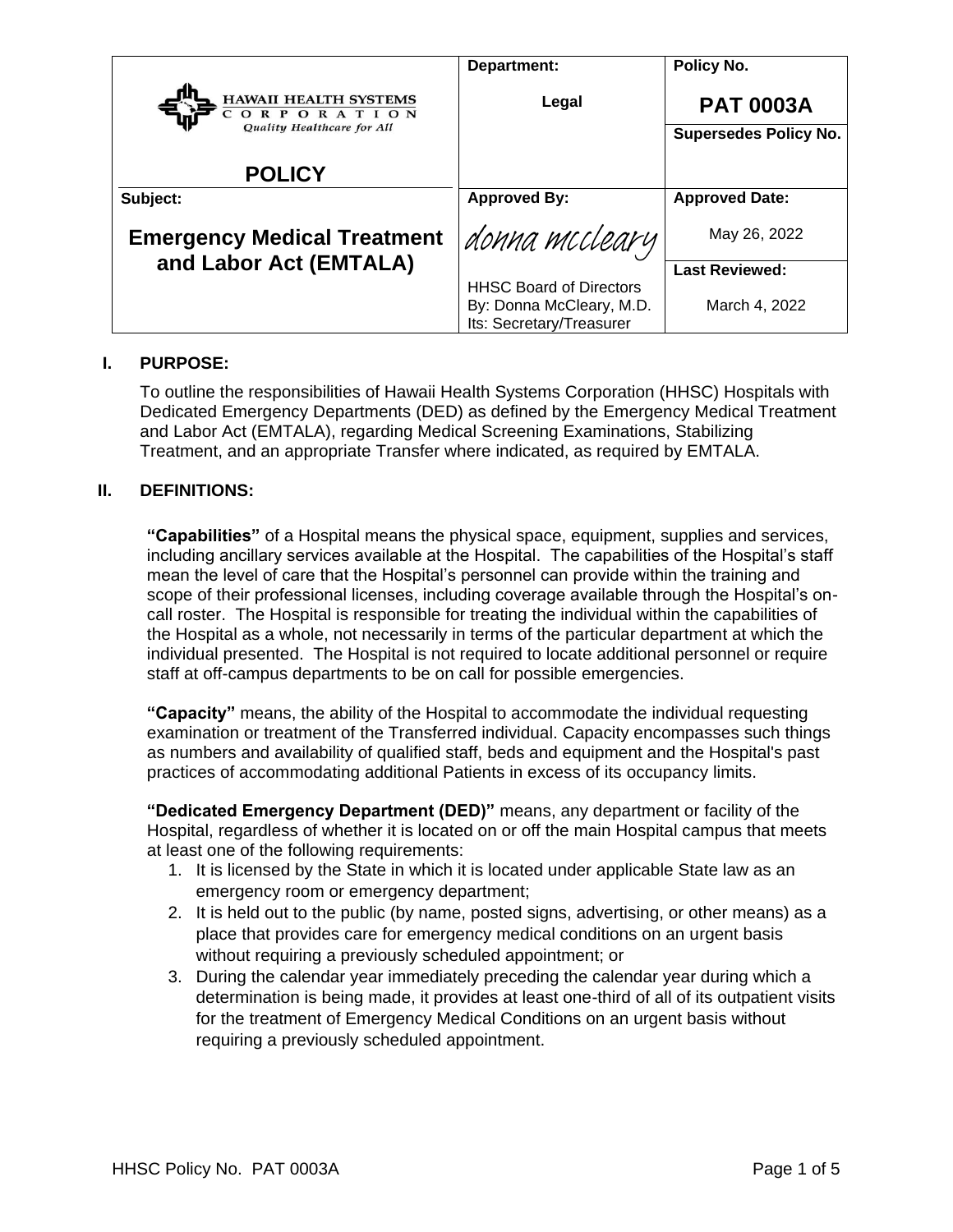| HAWAII HEALTH SYSTEMS CORPORATION *Quality Healthcare for All* **POLICY** | **Department:** **Legal** | **Policy No.** **PAT 0003A** |
| --- | --- | --- |
| | | **Supersedes Policy No.** |
| **Subject:** **Emergency Medical Treatment and Labor Act (EMTALA)** | **Approved By:** *donna mccleary* HHSC Board of Directors By: Donna McCleary, M.D. Its: Secretary/Treasurer | **Approved Date:** May 26, 2022 |
| | | **Last Reviewed:** March 4, 2022 |

## I. PURPOSE:

To outline the responsibilities of Hawaii Health Systems Corporation (HHSC) Hospitals with Dedicated Emergency Departments (DED) as defined by the Emergency Medical Treatment and Labor Act (EMTALA), regarding Medical Screening Examinations, Stabilizing Treatment, and an appropriate Transfer where indicated, as required by EMTALA.

## II. DEFINITIONS:

**"Capabilities"** of a Hospital means the physical space, equipment, supplies and services, including ancillary services available at the Hospital. The capabilities of the Hospital's staff mean the level of care that the Hospital's personnel can provide within the training and scope of their professional licenses, including coverage available through the Hospital's on-call roster. The Hospital is responsible for treating the individual within the capabilities of the Hospital as a whole, not necessarily in terms of the particular department at which the individual presented. The Hospital is not required to locate additional personnel or require staff at off-campus departments to be on call for possible emergencies.

**"Capacity"** means, the ability of the Hospital to accommodate the individual requesting examination or treatment of the Transferred individual. Capacity encompasses such things as numbers and availability of qualified staff, beds and equipment and the Hospital's past practices of accommodating additional Patients in excess of its occupancy limits.

**"Dedicated Emergency Department (DED)"** means, any department or facility of the Hospital, regardless of whether it is located on or off the main Hospital campus that meets at least one of the following requirements:

1. It is licensed by the State in which it is located under applicable State law as an emergency room or emergency department;
2. It is held out to the public (by name, posted signs, advertising, or other means) as a place that provides care for emergency medical conditions on an urgent basis without requiring a previously scheduled appointment; or
3. During the calendar year immediately preceding the calendar year during which a determination is being made, it provides at least one-third of all of its outpatient visits for the treatment of Emergency Medical Conditions on an urgent basis without requiring a previously scheduled appointment.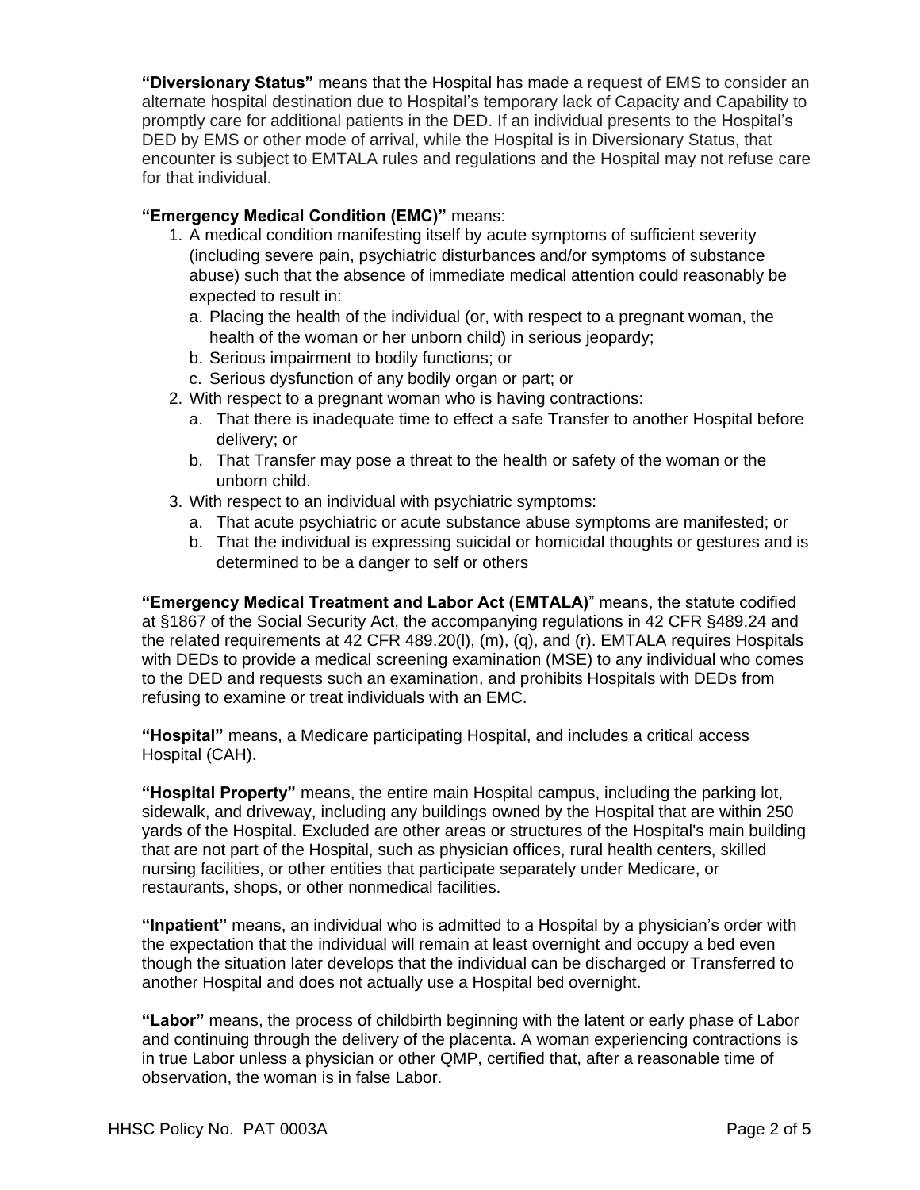**"Diversionary Status"** means that the Hospital has made a request of EMS to consider an alternate hospital destination due to Hospital's temporary lack of Capacity and Capability to promptly care for additional patients in the DED. If an individual presents to the Hospital's DED by EMS or other mode of arrival, while the Hospital is in Diversionary Status, that encounter is subject to EMTALA rules and regulations and the Hospital may not refuse care for that individual.

**"Emergency Medical Condition (EMC)"** means:

1. A medical condition manifesting itself by acute symptoms of sufficient severity (including severe pain, psychiatric disturbances and/or symptoms of substance abuse) such that the absence of immediate medical attention could reasonably be expected to result in:
   a. Placing the health of the individual (or, with respect to a pregnant woman, the health of the woman or her unborn child) in serious jeopardy;
   b. Serious impairment to bodily functions; or
   c. Serious dysfunction of any bodily organ or part; or
2. With respect to a pregnant woman who is having contractions:
   a. That there is inadequate time to effect a safe Transfer to another Hospital before delivery; or
   b. That Transfer may pose a threat to the health or safety of the woman or the unborn child.
3. With respect to an individual with psychiatric symptoms:
   a. That acute psychiatric or acute substance abuse symptoms are manifested; or
   b. That the individual is expressing suicidal or homicidal thoughts or gestures and is determined to be a danger to self or others

**"Emergency Medical Treatment and Labor Act (EMTALA)"** means, the statute codified at §1867 of the Social Security Act, the accompanying regulations in 42 CFR §489.24 and the related requirements at 42 CFR 489.20(l), (m), (q), and (r). EMTALA requires Hospitals with DEDs to provide a medical screening examination (MSE) to any individual who comes to the DED and requests such an examination, and prohibits Hospitals with DEDs from refusing to examine or treat individuals with an EMC.

**"Hospital"** means, a Medicare participating Hospital, and includes a critical access Hospital (CAH).

**"Hospital Property"** means, the entire main Hospital campus, including the parking lot, sidewalk, and driveway, including any buildings owned by the Hospital that are within 250 yards of the Hospital. Excluded are other areas or structures of the Hospital's main building that are not part of the Hospital, such as physician offices, rural health centers, skilled nursing facilities, or other entities that participate separately under Medicare, or restaurants, shops, or other nonmedical facilities.

**"Inpatient"** means, an individual who is admitted to a Hospital by a physician's order with the expectation that the individual will remain at least overnight and occupy a bed even though the situation later develops that the individual can be discharged or Transferred to another Hospital and does not actually use a Hospital bed overnight.

**"Labor"** means, the process of childbirth beginning with the latent or early phase of Labor and continuing through the delivery of the placenta. A woman experiencing contractions is in true Labor unless a physician or other QMP, certified that, after a reasonable time of observation, the woman is in false Labor.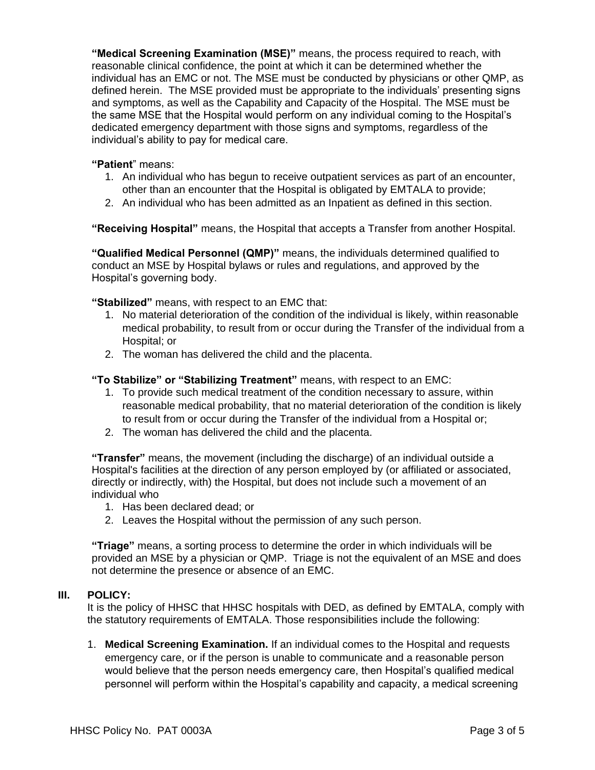**"Medical Screening Examination (MSE)"** means, the process required to reach, with reasonable clinical confidence, the point at which it can be determined whether the individual has an EMC or not. The MSE must be conducted by physicians or other QMP, as defined herein. The MSE provided must be appropriate to the individuals' presenting signs and symptoms, as well as the Capability and Capacity of the Hospital. The MSE must be the same MSE that the Hospital would perform on any individual coming to the Hospital's dedicated emergency department with those signs and symptoms, regardless of the individual's ability to pay for medical care.

**"Patient"** means:

1. An individual who has begun to receive outpatient services as part of an encounter, other than an encounter that the Hospital is obligated by EMTALA to provide;
2. An individual who has been admitted as an Inpatient as defined in this section.

**"Receiving Hospital"** means, the Hospital that accepts a Transfer from another Hospital.

**"Qualified Medical Personnel (QMP)"** means, the individuals determined qualified to conduct an MSE by Hospital bylaws or rules and regulations, and approved by the Hospital's governing body.

**"Stabilized"** means, with respect to an EMC that:

1. No material deterioration of the condition of the individual is likely, within reasonable medical probability, to result from or occur during the Transfer of the individual from a Hospital; or
2. The woman has delivered the child and the placenta.

**"To Stabilize" or "Stabilizing Treatment"** means, with respect to an EMC:

1. To provide such medical treatment of the condition necessary to assure, within reasonable medical probability, that no material deterioration of the condition is likely to result from or occur during the Transfer of the individual from a Hospital or;
2. The woman has delivered the child and the placenta.

**"Transfer"** means, the movement (including the discharge) of an individual outside a Hospital's facilities at the direction of any person employed by (or affiliated or associated, directly or indirectly, with) the Hospital, but does not include such a movement of an individual who

1. Has been declared dead; or
2. Leaves the Hospital without the permission of any such person.

**"Triage"** means, a sorting process to determine the order in which individuals will be provided an MSE by a physician or QMP. Triage is not the equivalent of an MSE and does not determine the presence or absence of an EMC.

## III. POLICY:

It is the policy of HHSC that HHSC hospitals with DED, as defined by EMTALA, comply with the statutory requirements of EMTALA. Those responsibilities include the following:

1. **Medical Screening Examination.** If an individual comes to the Hospital and requests emergency care, or if the person is unable to communicate and a reasonable person would believe that the person needs emergency care, then Hospital's qualified medical personnel will perform within the Hospital's capability and capacity, a medical screening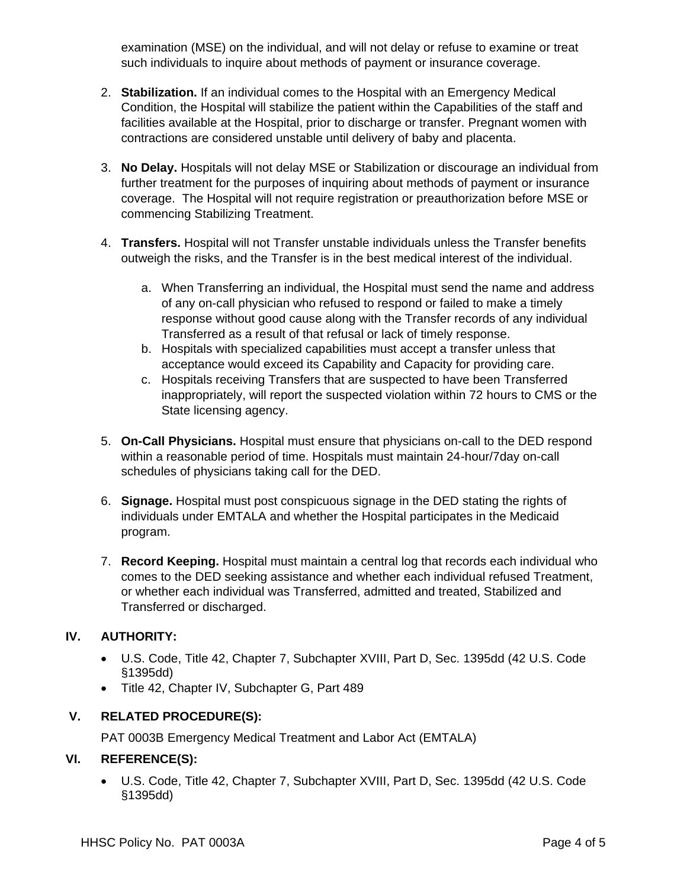examination (MSE) on the individual, and will not delay or refuse to examine or treat such individuals to inquire about methods of payment or insurance coverage.

2. **Stabilization.** If an individual comes to the Hospital with an Emergency Medical Condition, the Hospital will stabilize the patient within the Capabilities of the staff and facilities available at the Hospital, prior to discharge or transfer. Pregnant women with contractions are considered unstable until delivery of baby and placenta.

3. **No Delay.** Hospitals will not delay MSE or Stabilization or discourage an individual from further treatment for the purposes of inquiring about methods of payment or insurance coverage. The Hospital will not require registration or preauthorization before MSE or commencing Stabilizing Treatment.

4. **Transfers.** Hospital will not Transfer unstable individuals unless the Transfer benefits outweigh the risks, and the Transfer is in the best medical interest of the individual.

   a. When Transferring an individual, the Hospital must send the name and address of any on-call physician who refused to respond or failed to make a timely response without good cause along with the Transfer records of any individual Transferred as a result of that refusal or lack of timely response.
   b. Hospitals with specialized capabilities must accept a transfer unless that acceptance would exceed its Capability and Capacity for providing care.
   c. Hospitals receiving Transfers that are suspected to have been Transferred inappropriately, will report the suspected violation within 72 hours to CMS or the State licensing agency.

5. **On-Call Physicians.** Hospital must ensure that physicians on-call to the DED respond within a reasonable period of time. Hospitals must maintain 24-hour/7day on-call schedules of physicians taking call for the DED.

6. **Signage.** Hospital must post conspicuous signage in the DED stating the rights of individuals under EMTALA and whether the Hospital participates in the Medicaid program.

7. **Record Keeping.** Hospital must maintain a central log that records each individual who comes to the DED seeking assistance and whether each individual refused Treatment, or whether each individual was Transferred, admitted and treated, Stabilized and Transferred or discharged.

## IV. AUTHORITY:

- U.S. Code, Title 42, Chapter 7, Subchapter XVIII, Part D, Sec. 1395dd (42 U.S. Code §1395dd)
- Title 42, Chapter IV, Subchapter G, Part 489

## V. RELATED PROCEDURE(S):

PAT 0003B Emergency Medical Treatment and Labor Act (EMTALA)

## VI. REFERENCE(S):

- U.S. Code, Title 42, Chapter 7, Subchapter XVIII, Part D, Sec. 1395dd (42 U.S. Code §1395dd)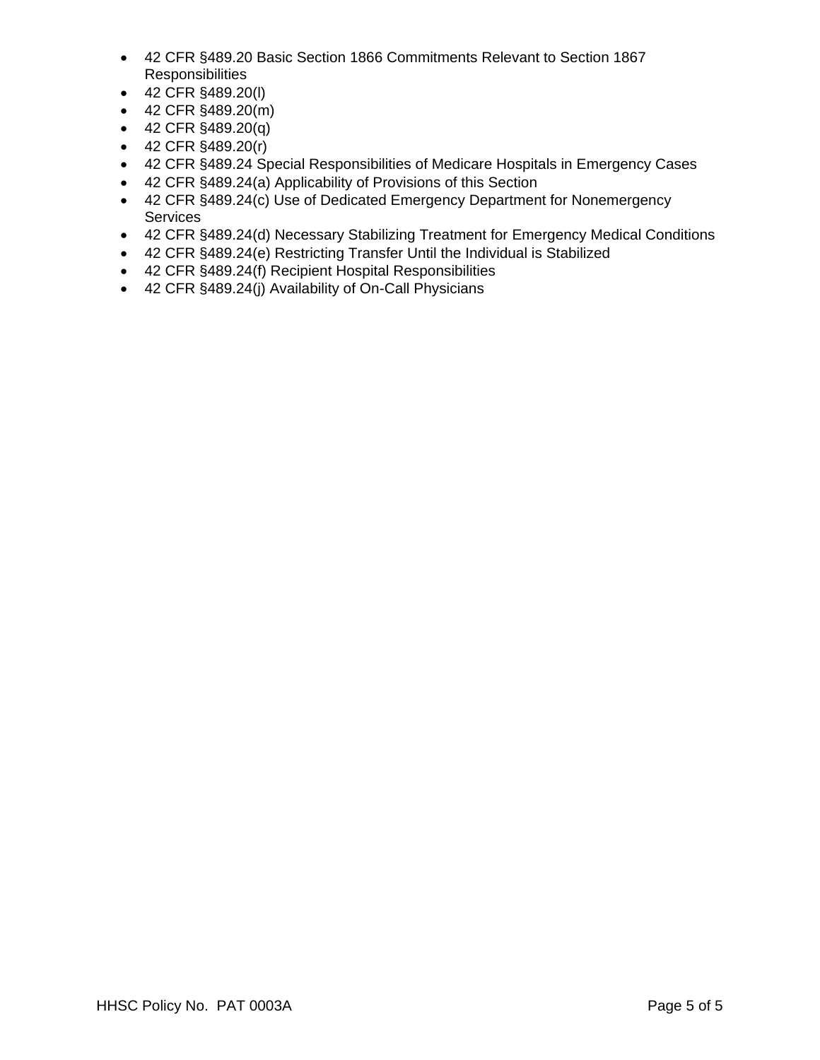- 42 CFR §489.20 Basic Section 1866 Commitments Relevant to Section 1867 Responsibilities
- 42 CFR §489.20(l)
- 42 CFR §489.20(m)
- 42 CFR §489.20(q)
- 42 CFR §489.20(r)
- 42 CFR §489.24 Special Responsibilities of Medicare Hospitals in Emergency Cases
- 42 CFR §489.24(a) Applicability of Provisions of this Section
- 42 CFR §489.24(c) Use of Dedicated Emergency Department for Nonemergency Services
- 42 CFR §489.24(d) Necessary Stabilizing Treatment for Emergency Medical Conditions
- 42 CFR §489.24(e) Restricting Transfer Until the Individual is Stabilized
- 42 CFR §489.24(f) Recipient Hospital Responsibilities
- 42 CFR §489.24(j) Availability of On-Call Physicians